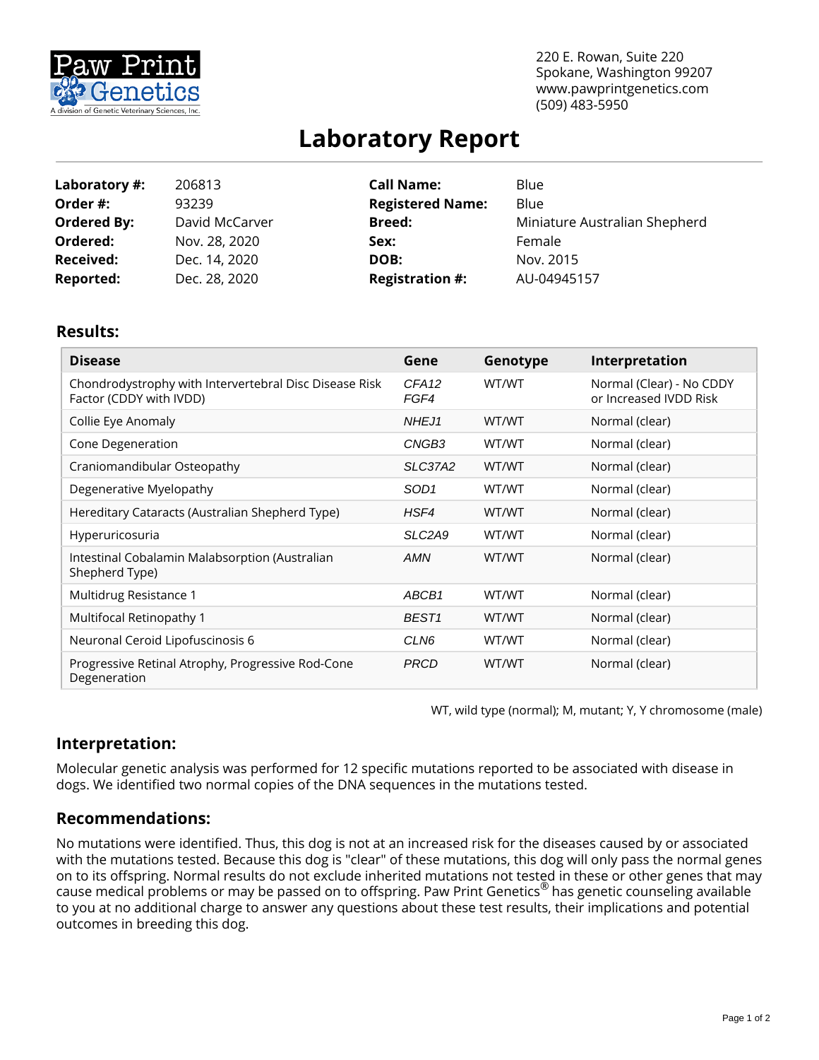Paw Print Genetics
A division of Genetic Veterinary Sciences, Inc.

220 E. Rowan, Suite 220
Spokane, Washington 99207
www.pawprintgenetics.com
(509) 483-5950

# Laboratory Report

| | | | |
|---|---|---|---|
| **Laboratory #:** | 206813 | **Call Name:** | Blue |
| **Order #:** | 93239 | **Registered Name:** | Blue |
| **Ordered By:** | David McCarver | **Breed:** | Miniature Australian Shepherd |
| **Ordered:** | Nov. 28, 2020 | **Sex:** | Female |
| **Received:** | Dec. 14, 2020 | **DOB:** | Nov. 2015 |
| **Reported:** | Dec. 28, 2020 | **Registration #:** | AU-04945157 |

## Results:

| Disease | Gene | Genotype | Interpretation |
|---|---|---|---|
| Chondrodystrophy with Intervertebral Disc Disease Risk Factor (CDDY with IVDD) | *CFA12* *FGF4* | WT/WT | Normal (Clear) - No CDDY or Increased IVDD Risk |
| Collie Eye Anomaly | *NHEJ1* | WT/WT | Normal (clear) |
| Cone Degeneration | *CNGB3* | WT/WT | Normal (clear) |
| Craniomandibular Osteopathy | *SLC37A2* | WT/WT | Normal (clear) |
| Degenerative Myelopathy | *SOD1* | WT/WT | Normal (clear) |
| Hereditary Cataracts (Australian Shepherd Type) | *HSF4* | WT/WT | Normal (clear) |
| Hyperuricosuria | *SLC2A9* | WT/WT | Normal (clear) |
| Intestinal Cobalamin Malabsorption (Australian Shepherd Type) | *AMN* | WT/WT | Normal (clear) |
| Multidrug Resistance 1 | *ABCB1* | WT/WT | Normal (clear) |
| Multifocal Retinopathy 1 | *BEST1* | WT/WT | Normal (clear) |
| Neuronal Ceroid Lipofuscinosis 6 | *CLN6* | WT/WT | Normal (clear) |
| Progressive Retinal Atrophy, Progressive Rod-Cone Degeneration | *PRCD* | WT/WT | Normal (clear) |

WT, wild type (normal); M, mutant; Y, Y chromosome (male)

## Interpretation:

Molecular genetic analysis was performed for 12 specific mutations reported to be associated with disease in dogs. We identified two normal copies of the DNA sequences in the mutations tested.

## Recommendations:

No mutations were identified. Thus, this dog is not at an increased risk for the diseases caused by or associated with the mutations tested. Because this dog is "clear" of these mutations, this dog will only pass the normal genes on to its offspring. Normal results do not exclude inherited mutations not tested in these or other genes that may cause medical problems or may be passed on to offspring. Paw Print Genetics® has genetic counseling available to you at no additional charge to answer any questions about these test results, their implications and potential outcomes in breeding this dog.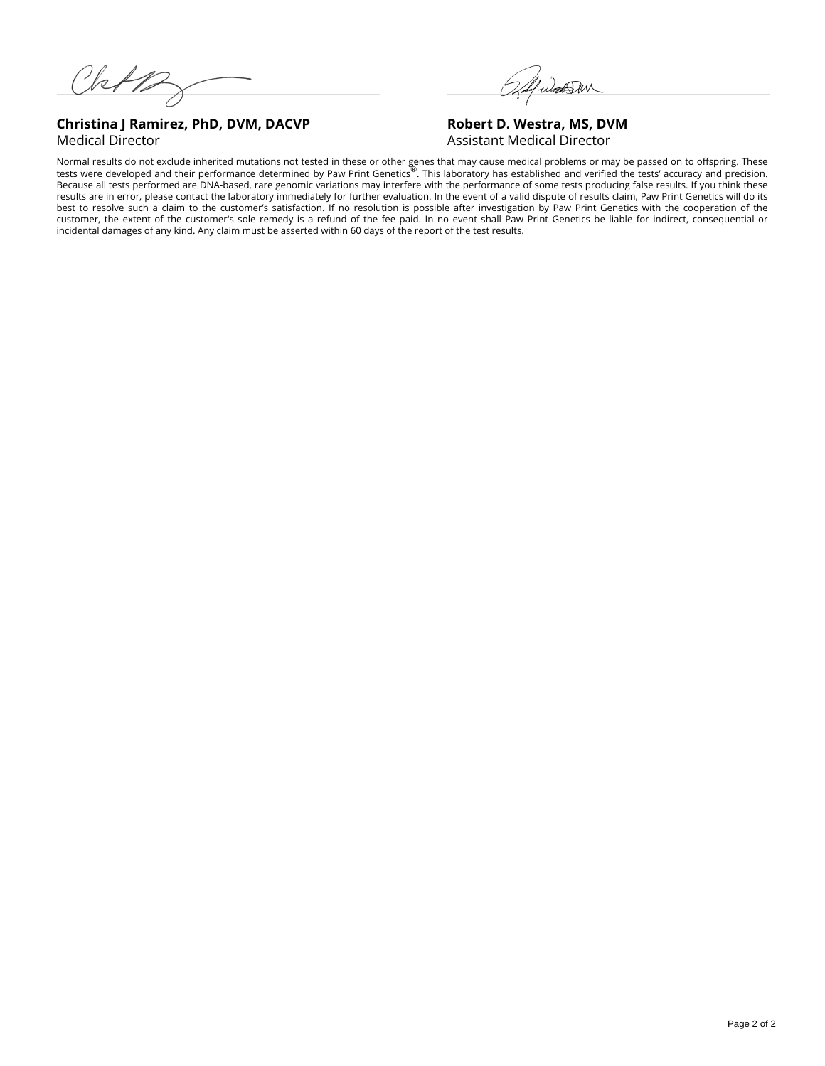**Christina J Ramirez, PhD, DVM, DACVP**
Medical Director

**Robert D. Westra, MS, DVM**
Assistant Medical Director

Normal results do not exclude inherited mutations not tested in these or other genes that may cause medical problems or may be passed on to offspring. These tests were developed and their performance determined by Paw Print Genetics®. This laboratory has established and verified the tests' accuracy and precision. Because all tests performed are DNA-based, rare genomic variations may interfere with the performance of some tests producing false results. If you think these results are in error, please contact the laboratory immediately for further evaluation. In the event of a valid dispute of results claim, Paw Print Genetics will do its best to resolve such a claim to the customer's satisfaction. If no resolution is possible after investigation by Paw Print Genetics with the cooperation of the customer, the extent of the customer's sole remedy is a refund of the fee paid. In no event shall Paw Print Genetics be liable for indirect, consequential or incidental damages of any kind. Any claim must be asserted within 60 days of the report of the test results.